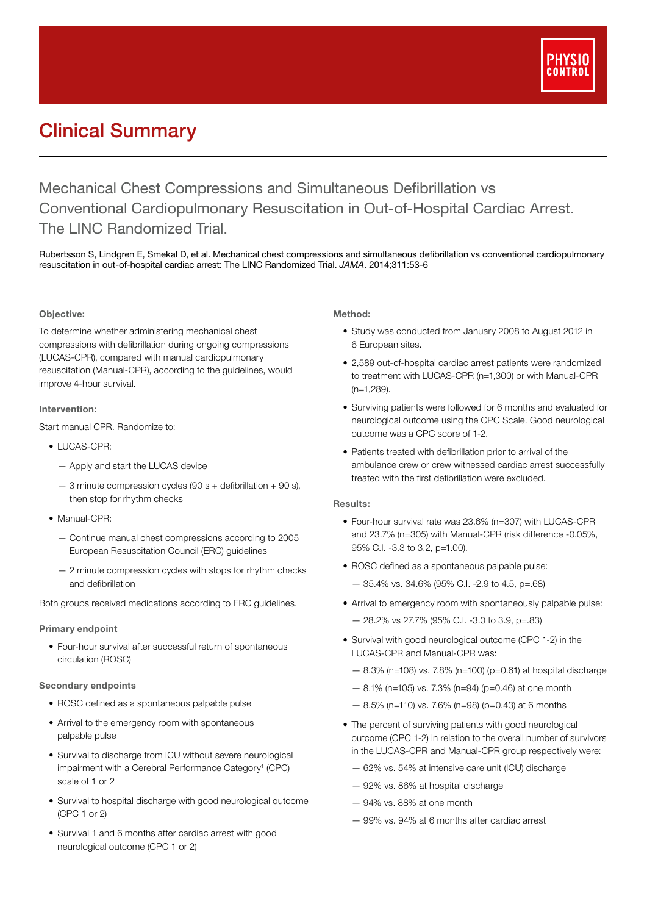# Clinical Summary

## Mechanical Chest Compressions and Simultaneous Defibrillation vs Conventional Cardiopulmonary Resuscitation in Out-of-Hospital Cardiac Arrest. The LINC Randomized Trial.

Rubertsson S, Lindgren E, Smekal D, et al. Mechanical chest compressions and simultaneous defibrillation vs conventional cardiopulmonary resuscitation in out-of-hospital cardiac arrest: The LINC Randomized Trial. *JAMA*. 2014;311:53-6

### Objective:

To determine whether administering mechanical chest compressions with defibrillation during ongoing compressions (LUCAS-CPR), compared with manual cardiopulmonary resuscitation (Manual-CPR), according to the guidelines, would improve 4-hour survival.

### Intervention:

Start manual CPR. Randomize to:

- LUCAS-CPR:
  - Apply and start the LUCAS device
  - 3 minute compression cycles (90 s + defibrillation + 90 s), then stop for rhythm checks
- Manual-CPR:
  - Continue manual chest compressions according to 2005 European Resuscitation Council (ERC) guidelines
  - 2 minute compression cycles with stops for rhythm checks and defibrillation

Both groups received medications according to ERC guidelines.

### Primary endpoint

- Four-hour survival after successful return of spontaneous circulation (ROSC)

### Secondary endpoints

- ROSC defined as a spontaneous palpable pulse
- Arrival to the emergency room with spontaneous palpable pulse
- Survival to discharge from ICU without severe neurological impairment with a Cerebral Performance Category[1] (CPC) scale of 1 or 2
- Survival to hospital discharge with good neurological outcome (CPC 1 or 2)
- Survival 1 and 6 months after cardiac arrest with good neurological outcome (CPC 1 or 2)

### Method:

- Study was conducted from January 2008 to August 2012 in 6 European sites.
- 2,589 out-of-hospital cardiac arrest patients were randomized to treatment with LUCAS-CPR (n=1,300) or with Manual-CPR (n=1,289).
- Surviving patients were followed for 6 months and evaluated for neurological outcome using the CPC Scale. Good neurological outcome was a CPC score of 1-2.
- Patients treated with defibrillation prior to arrival of the ambulance crew or crew witnessed cardiac arrest successfully treated with the first defibrillation were excluded.

### Results:

- Four-hour survival rate was 23.6% (n=307) with LUCAS-CPR and 23.7% (n=305) with Manual-CPR (risk difference -0.05%, 95% C.I. -3.3 to 3.2, p=1.00).
- ROSC defined as a spontaneous palpable pulse:
  - 35.4% vs. 34.6% (95% C.I. -2.9 to 4.5, p=.68)
- Arrival to emergency room with spontaneously palpable pulse:
  - 28.2% vs 27.7% (95% C.I. -3.0 to 3.9, p=.83)
- Survival with good neurological outcome (CPC 1-2) in the LUCAS-CPR and Manual-CPR group was:
  - 8.3% (n=108) vs. 7.8% (n=100) (p=0.61) at hospital discharge
  - 8.1% (n=105) vs. 7.3% (n=94) (p=0.46) at one month
  - 8.5% (n=110) vs. 7.6% (n=98) (p=0.43) at 6 months
- The percent of surviving patients with good neurological outcome (CPC 1-2) in relation to the overall number of survivors in the LUCAS-CPR and Manual-CPR group respectively were:
  - 62% vs. 54% at intensive care unit (ICU) discharge
  - 92% vs. 86% at hospital discharge
  - 94% vs. 88% at one month
  - 99% vs. 94% at 6 months after cardiac arrest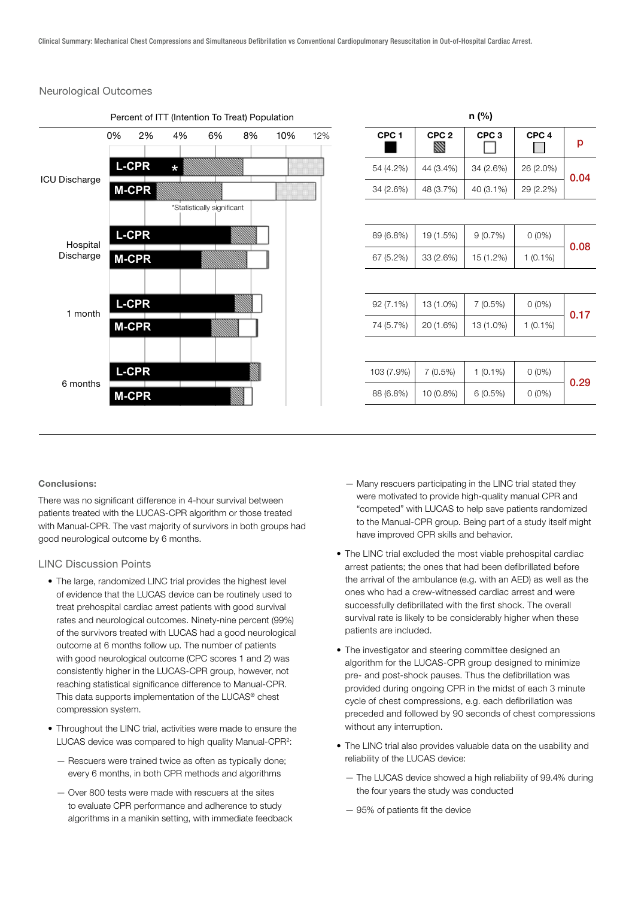## Neurological Outcomes

Percent of ITT (Intention To Treat) Population

0% 2% 4% 6% 8% 10% 12%

ICU Discharge: L-CPR * / M-CPR

*Statistically significant

Hospital Discharge: L-CPR / M-CPR

1 month: L-CPR / M-CPR

6 months: L-CPR / M-CPR

n (%)

| | | CPC 1 | CPC 2 | CPC 3 | CPC 4 | p |
|---|---|---|---|---|---|---|
| ICU Discharge | L-CPR | 54 (4.2%) | 44 (3.4%) | 34 (2.6%) | 26 (2.0%) | 0.04 |
| | M-CPR | 34 (2.6%) | 48 (3.7%) | 40 (3.1%) | 29 (2.2%) | |
| Hospital Discharge | L-CPR | 89 (6.8%) | 19 (1.5%) | 9 (0.7%) | 0 (0%) | 0.08 |
| | M-CPR | 67 (5.2%) | 33 (2.6%) | 15 (1.2%) | 1 (0.1%) | |
| 1 month | L-CPR | 92 (7.1%) | 13 (1.0%) | 7 (0.5%) | 0 (0%) | 0.17 |
| | M-CPR | 74 (5.7%) | 20 (1.6%) | 13 (1.0%) | 1 (0.1%) | |
| 6 months | L-CPR | 103 (7.9%) | 7 (0.5%) | 1 (0.1%) | 0 (0%) | 0.29 |
| | M-CPR | 88 (6.8%) | 10 (0.8%) | 6 (0.5%) | 0 (0%) | |

**Conclusions:**

There was no significant difference in 4-hour survival between patients treated with the LUCAS-CPR algorithm or those treated with Manual-CPR. The vast majority of survivors in both groups had good neurological outcome by 6 months.

### LINC Discussion Points

- The large, randomized LINC trial provides the highest level of evidence that the LUCAS device can be routinely used to treat prehospital cardiac arrest patients with good survival rates and neurological outcomes. Ninety-nine percent (99%) of the survivors treated with LUCAS had a good neurological outcome at 6 months follow up. The number of patients with good neurological outcome (CPC scores 1 and 2) was consistently higher in the LUCAS-CPR group, however, not reaching statistical significance difference to Manual-CPR. This data supports implementation of the LUCAS® chest compression system.
- Throughout the LINC trial, activities were made to ensure the LUCAS device was compared to high quality Manual-CPR[2]:
  - Rescuers were trained twice as often as typically done; every 6 months, in both CPR methods and algorithms
  - Over 800 tests were made with rescuers at the sites to evaluate CPR performance and adherence to study algorithms in a manikin setting, with immediate feedback
  - Many rescuers participating in the LINC trial stated they were motivated to provide high-quality manual CPR and "competed" with LUCAS to help save patients randomized to the Manual-CPR group. Being part of a study itself might have improved CPR skills and behavior.
- The LINC trial excluded the most viable prehospital cardiac arrest patients; the ones that had been defibrillated before the arrival of the ambulance (e.g. with an AED) as well as the ones who had a crew-witnessed cardiac arrest and were successfully defibrillated with the first shock. The overall survival rate is likely to be considerably higher when these patients are included.
- The investigator and steering committee designed an algorithm for the LUCAS-CPR group designed to minimize pre- and post-shock pauses. Thus the defibrillation was provided during ongoing CPR in the midst of each 3 minute cycle of chest compressions, e.g. each defibrillation was preceded and followed by 90 seconds of chest compressions without any interruption.
- The LINC trial also provides valuable data on the usability and reliability of the LUCAS device:
  - The LUCAS device showed a high reliability of 99.4% during the four years the study was conducted
  - 95% of patients fit the device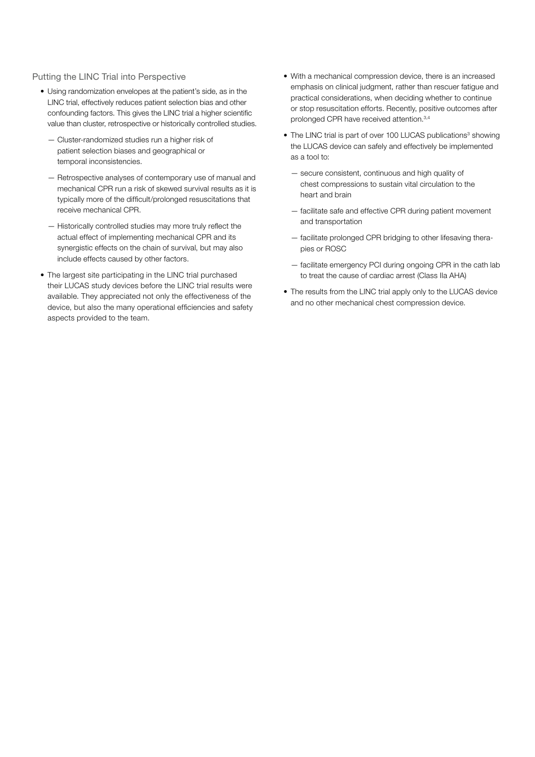## Putting the LINC Trial into Perspective

- Using randomization envelopes at the patient's side, as in the LINC trial, effectively reduces patient selection bias and other confounding factors. This gives the LINC trial a higher scientific value than cluster, retrospective or historically controlled studies.
  - Cluster-randomized studies run a higher risk of patient selection biases and geographical or temporal inconsistencies.
  - Retrospective analyses of contemporary use of manual and mechanical CPR run a risk of skewed survival results as it is typically more of the difficult/prolonged resuscitations that receive mechanical CPR.
  - Historically controlled studies may more truly reflect the actual effect of implementing mechanical CPR and its synergistic effects on the chain of survival, but may also include effects caused by other factors.
- The largest site participating in the LINC trial purchased their LUCAS study devices before the LINC trial results were available. They appreciated not only the effectiveness of the device, but also the many operational efficiencies and safety aspects provided to the team.
- With a mechanical compression device, there is an increased emphasis on clinical judgment, rather than rescuer fatigue and practical considerations, when deciding whether to continue or stop resuscitation efforts. Recently, positive outcomes after prolonged CPR have received attention.[3,4]
- The LINC trial is part of over 100 LUCAS publications[3] showing the LUCAS device can safely and effectively be implemented as a tool to:
  - secure consistent, continuous and high quality of chest compressions to sustain vital circulation to the heart and brain
  - facilitate safe and effective CPR during patient movement and transportation
  - facilitate prolonged CPR bridging to other lifesaving therapies or ROSC
  - facilitate emergency PCI during ongoing CPR in the cath lab to treat the cause of cardiac arrest (Class IIa AHA)
- The results from the LINC trial apply only to the LUCAS device and no other mechanical chest compression device.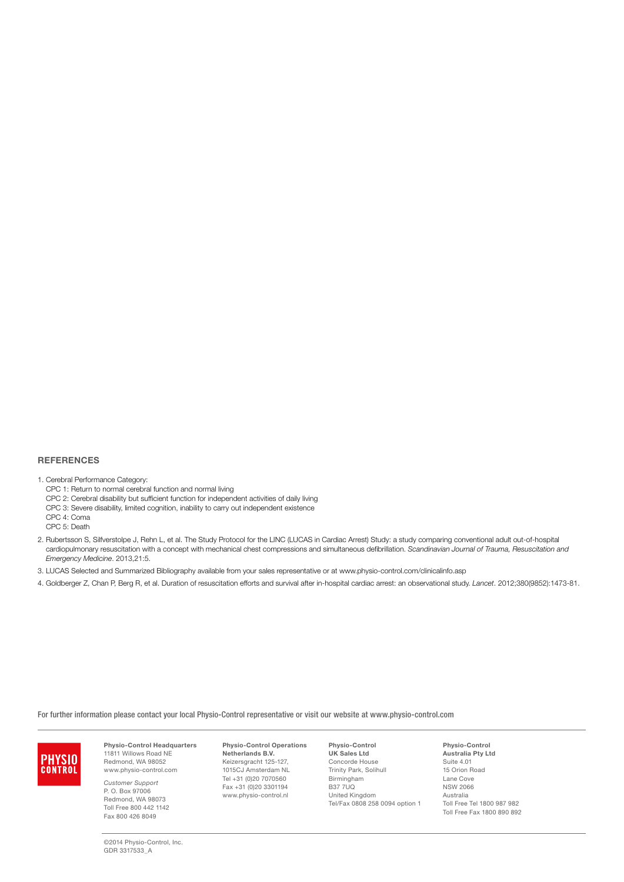## REFERENCES

1. Cerebral Performance Category:
   CPC 1: Return to normal cerebral function and normal living
   CPC 2: Cerebral disability but sufficient function for independent activities of daily living
   CPC 3: Severe disability, limited cognition, inability to carry out independent existence
   CPC 4: Coma
   CPC 5: Death
2. Rubertsson S, Silfverstolpe J, Rehn L, et al. The Study Protocol for the LINC (LUCAS in Cardiac Arrest) Study: a study comparing conventional adult out-of-hospital cardiopulmonary resuscitation with a concept with mechanical chest compressions and simultaneous defibrillation. *Scandinavian Journal of Trauma, Resuscitation and Emergency Medicine*. 2013,21:5.
3. LUCAS Selected and Summarized Bibliography available from your sales representative or at www.physio-control.com/clinicalinfo.asp
4. Goldberger Z, Chan P, Berg R, et al. Duration of resuscitation efforts and survival after in-hospital cardiac arrest: an observational study. *Lancet*. 2012;380(9852):1473-81.

For further information please contact your local Physio-Control representative or visit our website at www.physio-control.com

PHYSIO CONTROL

**Physio-Control Headquarters**
11811 Willows Road NE
Redmond, WA 98052
www.physio-control.com

*Customer Support*
P. O. Box 97006
Redmond, WA 98073
Toll Free 800 442 1142
Fax 800 426 8049

**Physio-Control Operations Netherlands B.V.**
Keizersgracht 125-127,
1015CJ Amsterdam NL
Tel +31 (0)20 7070560
Fax +31 (0)20 3301194
www.physio-control.nl

**Physio-Control UK Sales Ltd**
Concorde House
Trinity Park, Solihull
Birmingham
B37 7UQ
United Kingdom
Tel/Fax 0808 258 0094 option 1

**Physio-Control Australia Pty Ltd**
Suite 4.01
15 Orion Road
Lane Cove
NSW 2066
Australia
Toll Free Tel 1800 987 982
Toll Free Fax 1800 890 892

©2014 Physio-Control, Inc.
GDR 3317533_A